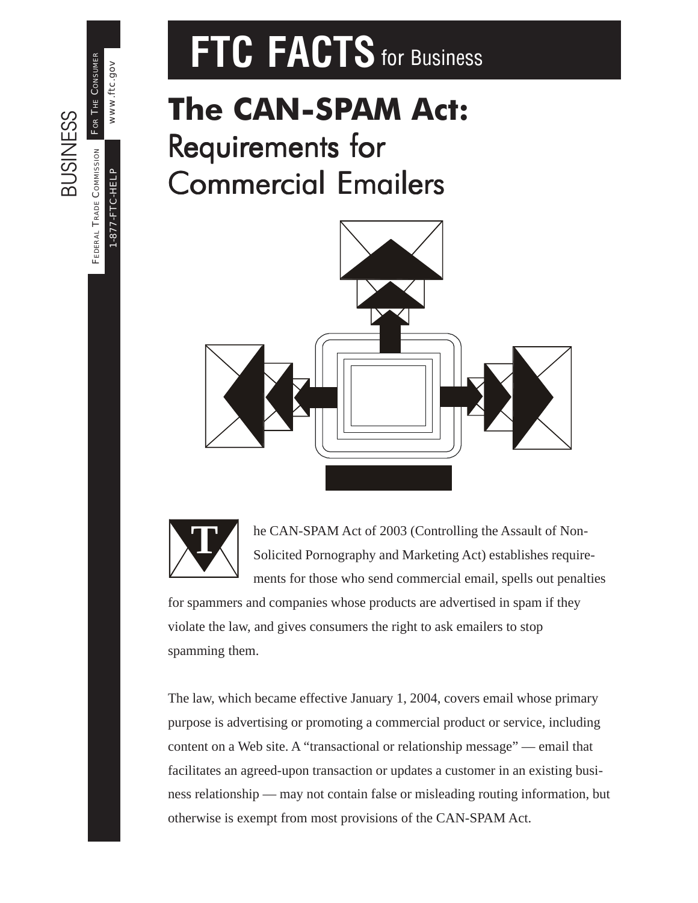# FTC FACTS for Business

# The CAN-SPAM Act: Requirements for Commercial Emailers

The CAN-SPAM Act of 2003 (Controlling the Assault of Non-Solicited Pornography and Marketing Act) establishes requirements for those who send commercial email, spells out penalties for spammers and companies whose products are advertised in spam if they violate the law, and gives consumers the right to ask emailers to stop spamming them.

The law, which became effective January 1, 2004, covers email whose primary purpose is advertising or promoting a commercial product or service, including content on a Web site. A "transactional or relationship message" — email that facilitates an agreed-upon transaction or updates a customer in an existing business relationship — may not contain false or misleading routing information, but otherwise is exempt from most provisions of the CAN-SPAM Act.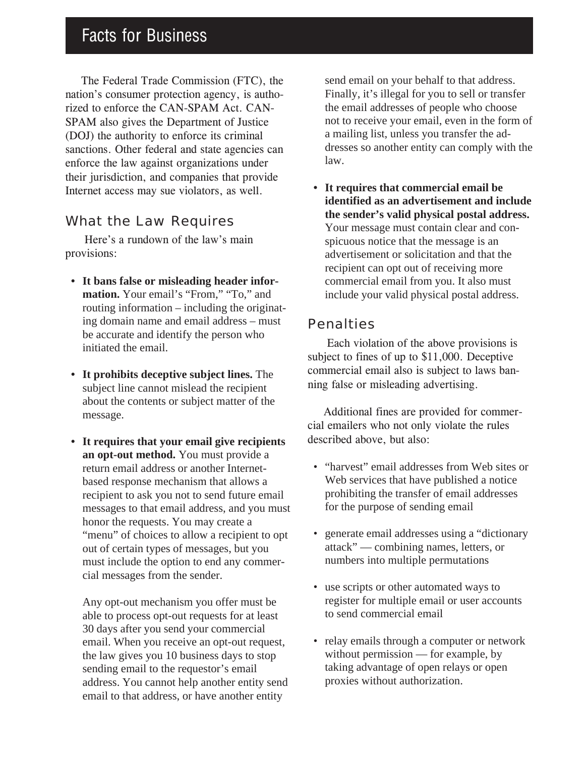The Federal Trade Commission (FTC), the nation's consumer protection agency, is authorized to enforce the CAN-SPAM Act. CAN-SPAM also gives the Department of Justice (DOJ) the authority to enforce its criminal sanctions. Other federal and state agencies can enforce the law against organizations under their jurisdiction, and companies that provide Internet access may sue violators, as well.

## What the Law Requires

Here's a rundown of the law's main provisions:

- **It bans false or misleading header information.** Your email's "From," "To," and routing information – including the originating domain name and email address – must be accurate and identify the person who initiated the email.

- **It prohibits deceptive subject lines.** The subject line cannot mislead the recipient about the contents or subject matter of the message.

- **It requires that your email give recipients an opt-out method.** You must provide a return email address or another Internet-based response mechanism that allows a recipient to ask you not to send future email messages to that email address, and you must honor the requests. You may create a "menu" of choices to allow a recipient to opt out of certain types of messages, but you must include the option to end any commercial messages from the sender.

  Any opt-out mechanism you offer must be able to process opt-out requests for at least 30 days after you send your commercial email. When you receive an opt-out request, the law gives you 10 business days to stop sending email to the requestor's email address. You cannot help another entity send email to that address, or have another entity send email on your behalf to that address. Finally, it's illegal for you to sell or transfer the email addresses of people who choose not to receive your email, even in the form of a mailing list, unless you transfer the addresses so another entity can comply with the law.

- **It requires that commercial email be identified as an advertisement and include the sender's valid physical postal address.** Your message must contain clear and conspicuous notice that the message is an advertisement or solicitation and that the recipient can opt out of receiving more commercial email from you. It also must include your valid physical postal address.

## Penalties

Each violation of the above provisions is subject to fines of up to $11,000. Deceptive commercial email also is subject to laws banning false or misleading advertising.

Additional fines are provided for commercial emailers who not only violate the rules described above, but also:

- "harvest" email addresses from Web sites or Web services that have published a notice prohibiting the transfer of email addresses for the purpose of sending email

- generate email addresses using a "dictionary attack" — combining names, letters, or numbers into multiple permutations

- use scripts or other automated ways to register for multiple email or user accounts to send commercial email

- relay emails through a computer or network without permission — for example, by taking advantage of open relays or open proxies without authorization.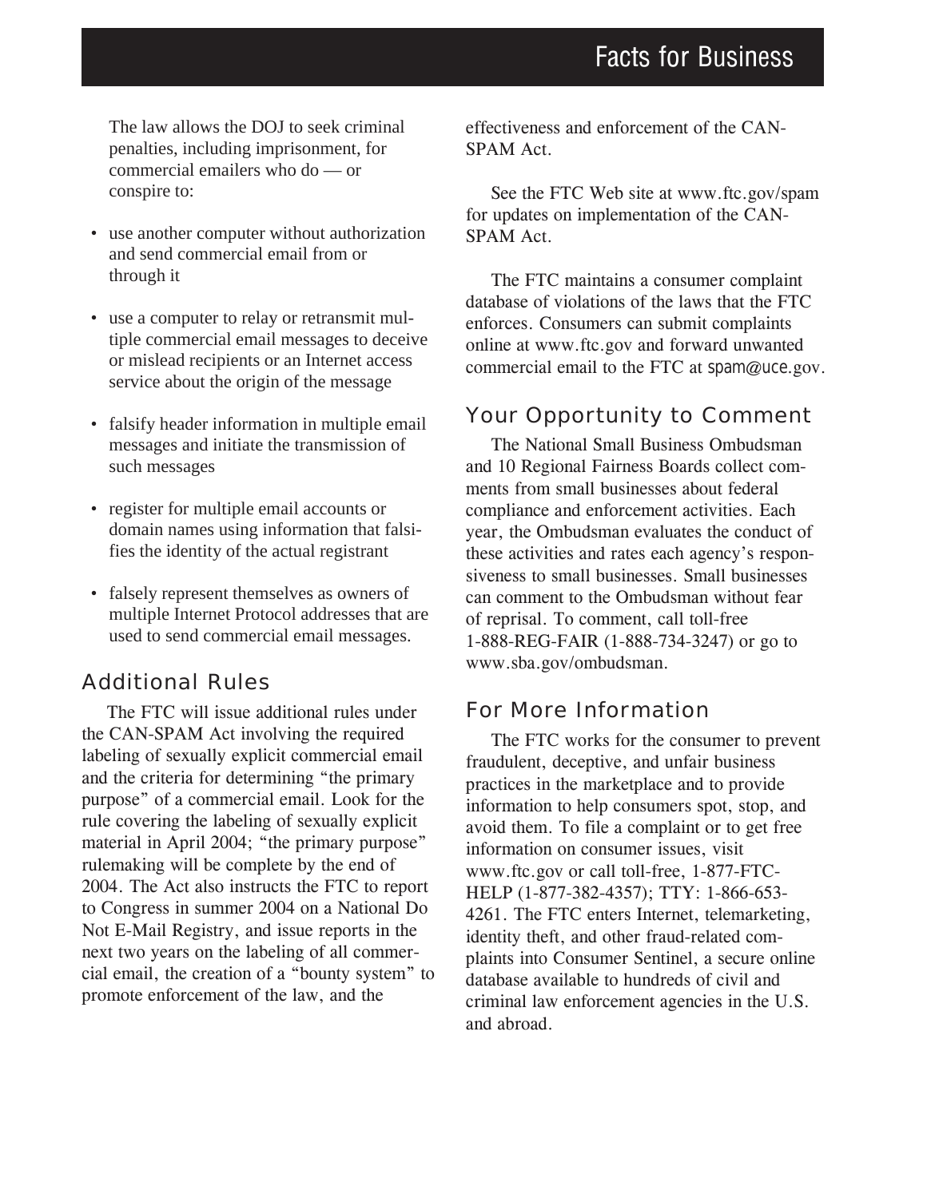The law allows the DOJ to seek criminal penalties, including imprisonment, for commercial emailers who do — or conspire to:

- use another computer without authorization and send commercial email from or through it
- use a computer to relay or retransmit multiple commercial email messages to deceive or mislead recipients or an Internet access service about the origin of the message
- falsify header information in multiple email messages and initiate the transmission of such messages
- register for multiple email accounts or domain names using information that falsifies the identity of the actual registrant
- falsely represent themselves as owners of multiple Internet Protocol addresses that are used to send commercial email messages.

## Additional Rules

The FTC will issue additional rules under the CAN-SPAM Act involving the required labeling of sexually explicit commercial email and the criteria for determining "the primary purpose" of a commercial email. Look for the rule covering the labeling of sexually explicit material in April 2004; "the primary purpose" rulemaking will be complete by the end of 2004. The Act also instructs the FTC to report to Congress in summer 2004 on a National Do Not E-Mail Registry, and issue reports in the next two years on the labeling of all commercial email, the creation of a "bounty system" to promote enforcement of the law, and the effectiveness and enforcement of the CAN-SPAM Act.

See the FTC Web site at www.ftc.gov/spam for updates on implementation of the CAN-SPAM Act.

The FTC maintains a consumer complaint database of violations of the laws that the FTC enforces. Consumers can submit complaints online at www.ftc.gov and forward unwanted commercial email to the FTC at spam@uce.gov.

## Your Opportunity to Comment

The National Small Business Ombudsman and 10 Regional Fairness Boards collect comments from small businesses about federal compliance and enforcement activities. Each year, the Ombudsman evaluates the conduct of these activities and rates each agency's responsiveness to small businesses. Small businesses can comment to the Ombudsman without fear of reprisal. To comment, call toll-free 1-888-REG-FAIR (1-888-734-3247) or go to www.sba.gov/ombudsman.

## For More Information

The FTC works for the consumer to prevent fraudulent, deceptive, and unfair business practices in the marketplace and to provide information to help consumers spot, stop, and avoid them. To file a complaint or to get free information on consumer issues, visit www.ftc.gov or call toll-free, 1-877-FTC-HELP (1-877-382-4357); TTY: 1-866-653-4261. The FTC enters Internet, telemarketing, identity theft, and other fraud-related complaints into Consumer Sentinel, a secure online database available to hundreds of civil and criminal law enforcement agencies in the U.S. and abroad.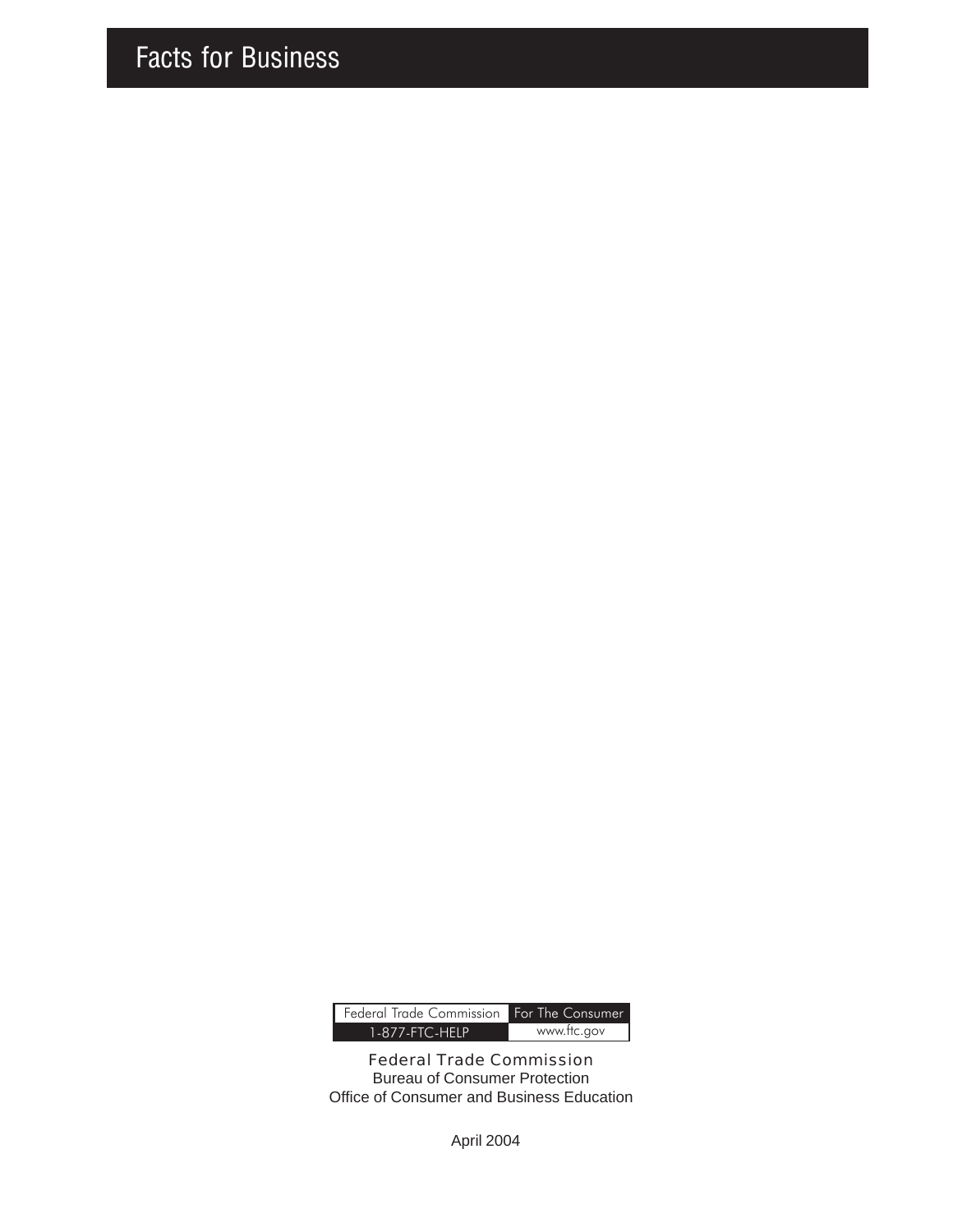# Facts for Business

| Federal Trade Commission | For The Consumer |
|---|---|
| 1-877-FTC-HELP | www.ftc.gov |

Federal Trade Commission
Bureau of Consumer Protection
Office of Consumer and Business Education

April 2004